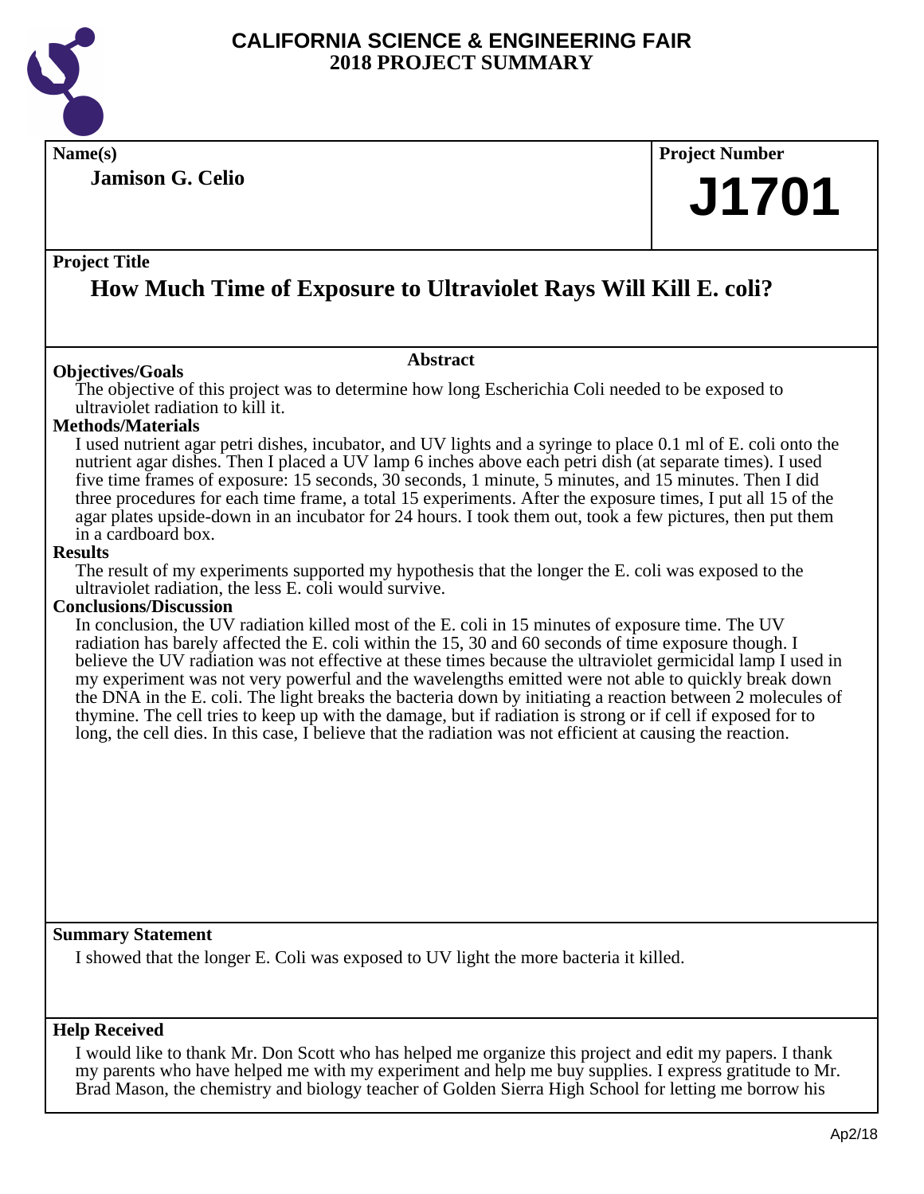# CALIFORNIA SCIENCE & ENGINEERING FAIR
## 2018 PROJECT SUMMARY

**Name(s)**

**Jamison G. Celio**

**Project Number**

**J1701**

**Project Title**

## How Much Time of Exposure to Ultraviolet Rays Will Kill E. coli?

### Abstract

**Objectives/Goals**

The objective of this project was to determine how long Escherichia Coli needed to be exposed to ultraviolet radiation to kill it.

**Methods/Materials**

I used nutrient agar petri dishes, incubator, and UV lights and a syringe to place 0.1 ml of E. coli onto the nutrient agar dishes. Then I placed a UV lamp 6 inches above each petri dish (at separate times). I used five time frames of exposure: 15 seconds, 30 seconds, 1 minute, 5 minutes, and 15 minutes. Then I did three procedures for each time frame, a total 15 experiments. After the exposure times, I put all 15 of the agar plates upside-down in an incubator for 24 hours. I took them out, took a few pictures, then put them in a cardboard box.

**Results**

The result of my experiments supported my hypothesis that the longer the E. coli was exposed to the ultraviolet radiation, the less E. coli would survive.

**Conclusions/Discussion**

In conclusion, the UV radiation killed most of the E. coli in 15 minutes of exposure time. The UV radiation has barely affected the E. coli within the 15, 30 and 60 seconds of time exposure though. I believe the UV radiation was not effective at these times because the ultraviolet germicidal lamp I used in my experiment was not very powerful and the wavelengths emitted were not able to quickly break down the DNA in the E. coli. The light breaks the bacteria down by initiating a reaction between 2 molecules of thymine. The cell tries to keep up with the damage, but if radiation is strong or if cell if exposed for to long, the cell dies. In this case, I believe that the radiation was not efficient at causing the reaction.

**Summary Statement**

I showed that the longer E. Coli was exposed to UV light the more bacteria it killed.

**Help Received**

I would like to thank Mr. Don Scott who has helped me organize this project and edit my papers. I thank my parents who have helped me with my experiment and help me buy supplies. I express gratitude to Mr. Brad Mason, the chemistry and biology teacher of Golden Sierra High School for letting me borrow his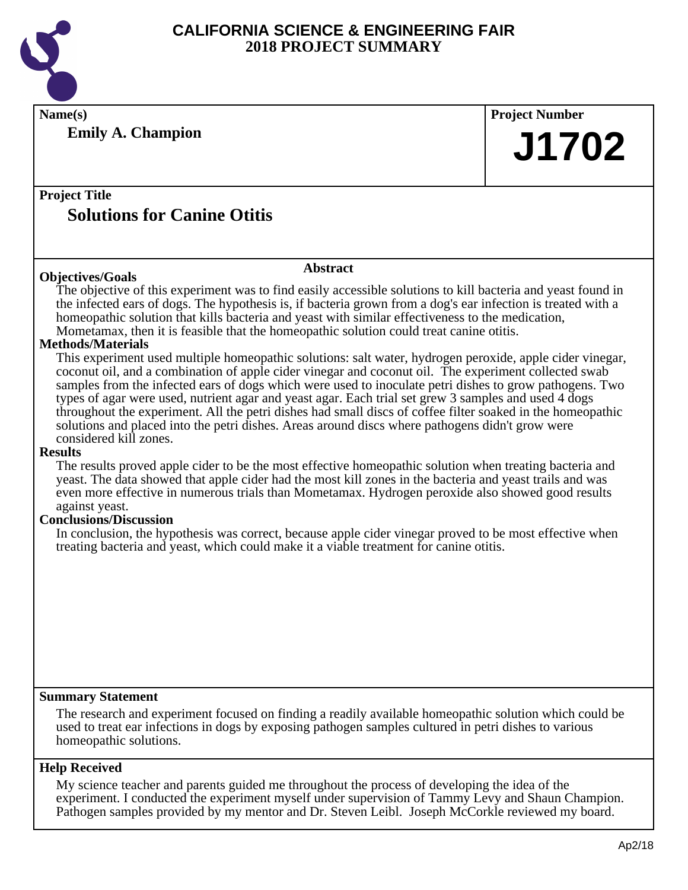# CALIFORNIA SCIENCE & ENGINEERING FAIR
## 2018 PROJECT SUMMARY

**Name(s)**

**Emily A. Champion**

**Project Number**

**J1702**

**Project Title**

## Solutions for Canine Otitis

### Abstract

**Objectives/Goals**

The objective of this experiment was to find easily accessible solutions to kill bacteria and yeast found in the infected ears of dogs. The hypothesis is, if bacteria grown from a dog's ear infection is treated with a homeopathic solution that kills bacteria and yeast with similar effectiveness to the medication, Mometamax, then it is feasible that the homeopathic solution could treat canine otitis.

**Methods/Materials**

This experiment used multiple homeopathic solutions: salt water, hydrogen peroxide, apple cider vinegar, coconut oil, and a combination of apple cider vinegar and coconut oil. The experiment collected swab samples from the infected ears of dogs which were used to inoculate petri dishes to grow pathogens. Two types of agar were used, nutrient agar and yeast agar. Each trial set grew 3 samples and used 4 dogs throughout the experiment. All the petri dishes had small discs of coffee filter soaked in the homeopathic solutions and placed into the petri dishes. Areas around discs where pathogens didn't grow were considered kill zones.

**Results**

The results proved apple cider to be the most effective homeopathic solution when treating bacteria and yeast. The data showed that apple cider had the most kill zones in the bacteria and yeast trails and was even more effective in numerous trials than Mometamax. Hydrogen peroxide also showed good results against yeast.

**Conclusions/Discussion**

In conclusion, the hypothesis was correct, because apple cider vinegar proved to be most effective when treating bacteria and yeast, which could make it a viable treatment for canine otitis.

**Summary Statement**

The research and experiment focused on finding a readily available homeopathic solution which could be used to treat ear infections in dogs by exposing pathogen samples cultured in petri dishes to various homeopathic solutions.

**Help Received**

My science teacher and parents guided me throughout the process of developing the idea of the experiment. I conducted the experiment myself under supervision of Tammy Levy and Shaun Champion. Pathogen samples provided by my mentor and Dr. Steven Leibl. Joseph McCorkle reviewed my board.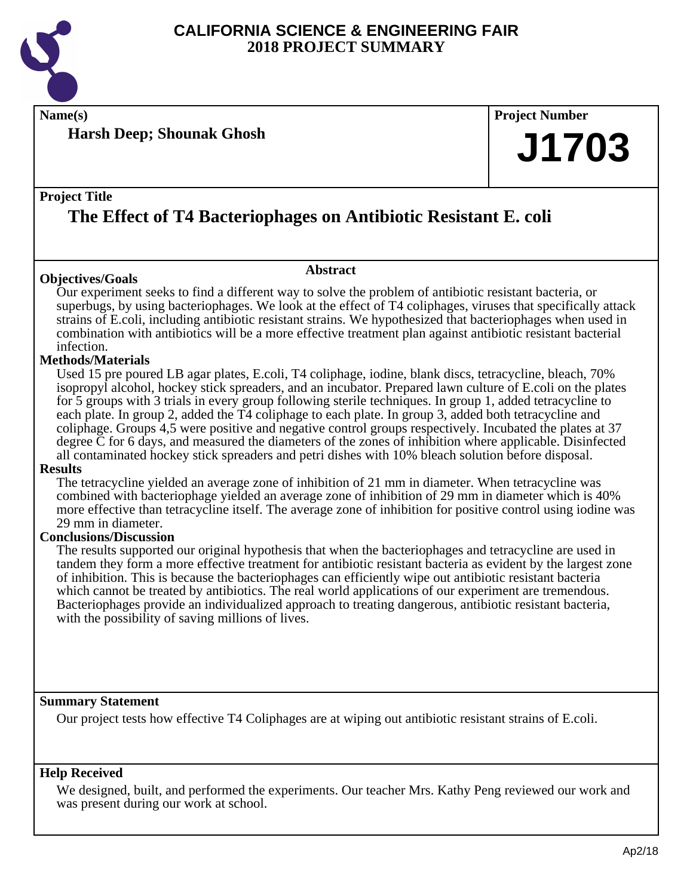# CALIFORNIA SCIENCE & ENGINEERING FAIR
## 2018 PROJECT SUMMARY

**Name(s)**

**Harsh Deep; Shounak Ghosh**

**Project Number**

**J1703**

**Project Title**

## The Effect of T4 Bacteriophages on Antibiotic Resistant E. coli

**Abstract**

**Objectives/Goals**

Our experiment seeks to find a different way to solve the problem of antibiotic resistant bacteria, or superbugs, by using bacteriophages. We look at the effect of T4 coliphages, viruses that specifically attack strains of E.coli, including antibiotic resistant strains. We hypothesized that bacteriophages when used in combination with antibiotics will be a more effective treatment plan against antibiotic resistant bacterial infection.

**Methods/Materials**

Used 15 pre poured LB agar plates, E.coli, T4 coliphage, iodine, blank discs, tetracycline, bleach, 70% isopropyl alcohol, hockey stick spreaders, and an incubator. Prepared lawn culture of E.coli on the plates for 5 groups with 3 trials in every group following sterile techniques. In group 1, added tetracycline to each plate. In group 2, added the T4 coliphage to each plate. In group 3, added both tetracycline and coliphage. Groups 4,5 were positive and negative control groups respectively. Incubated the plates at 37 degree C for 6 days, and measured the diameters of the zones of inhibition where applicable. Disinfected all contaminated hockey stick spreaders and petri dishes with 10% bleach solution before disposal.

**Results**

The tetracycline yielded an average zone of inhibition of 21 mm in diameter. When tetracycline was combined with bacteriophage yielded an average zone of inhibition of 29 mm in diameter which is 40% more effective than tetracycline itself. The average zone of inhibition for positive control using iodine was 29 mm in diameter.

**Conclusions/Discussion**

The results supported our original hypothesis that when the bacteriophages and tetracycline are used in tandem they form a more effective treatment for antibiotic resistant bacteria as evident by the largest zone of inhibition. This is because the bacteriophages can efficiently wipe out antibiotic resistant bacteria which cannot be treated by antibiotics. The real world applications of our experiment are tremendous. Bacteriophages provide an individualized approach to treating dangerous, antibiotic resistant bacteria, with the possibility of saving millions of lives.

**Summary Statement**

Our project tests how effective T4 Coliphages are at wiping out antibiotic resistant strains of E.coli.

**Help Received**

We designed, built, and performed the experiments. Our teacher Mrs. Kathy Peng reviewed our work and was present during our work at school.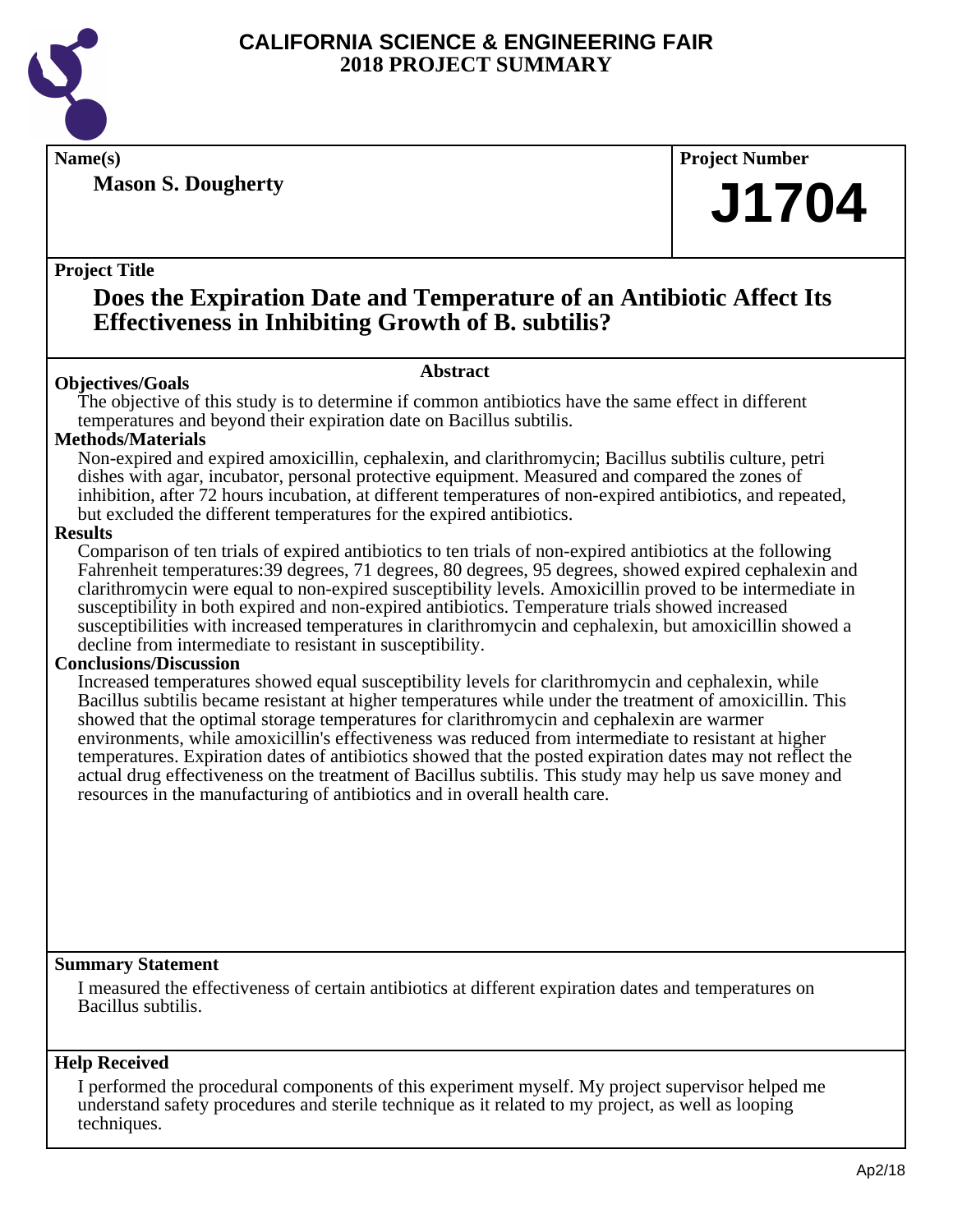# CALIFORNIA SCIENCE & ENGINEERING FAIR
# 2018 PROJECT SUMMARY

**Name(s)**

**Mason S. Dougherty**

**Project Number**

**J1704**

**Project Title**

## Does the Expiration Date and Temperature of an Antibiotic Affect Its Effectiveness in Inhibiting Growth of B. subtilis?

**Abstract**

**Objectives/Goals**

The objective of this study is to determine if common antibiotics have the same effect in different temperatures and beyond their expiration date on Bacillus subtilis.

**Methods/Materials**

Non-expired and expired amoxicillin, cephalexin, and clarithromycin; Bacillus subtilis culture, petri dishes with agar, incubator, personal protective equipment. Measured and compared the zones of inhibition, after 72 hours incubation, at different temperatures of non-expired antibiotics, and repeated, but excluded the different temperatures for the expired antibiotics.

**Results**

Comparison of ten trials of expired antibiotics to ten trials of non-expired antibiotics at the following Fahrenheit temperatures:39 degrees, 71 degrees, 80 degrees, 95 degrees, showed expired cephalexin and clarithromycin were equal to non-expired susceptibility levels. Amoxicillin proved to be intermediate in susceptibility in both expired and non-expired antibiotics. Temperature trials showed increased susceptibilities with increased temperatures in clarithromycin and cephalexin, but amoxicillin showed a decline from intermediate to resistant in susceptibility.

**Conclusions/Discussion**

Increased temperatures showed equal susceptibility levels for clarithromycin and cephalexin, while Bacillus subtilis became resistant at higher temperatures while under the treatment of amoxicillin. This showed that the optimal storage temperatures for clarithromycin and cephalexin are warmer environments, while amoxicillin's effectiveness was reduced from intermediate to resistant at higher temperatures. Expiration dates of antibiotics showed that the posted expiration dates may not reflect the actual drug effectiveness on the treatment of Bacillus subtilis. This study may help us save money and resources in the manufacturing of antibiotics and in overall health care.

**Summary Statement**

I measured the effectiveness of certain antibiotics at different expiration dates and temperatures on Bacillus subtilis.

**Help Received**

I performed the procedural components of this experiment myself. My project supervisor helped me understand safety procedures and sterile technique as it related to my project, as well as looping techniques.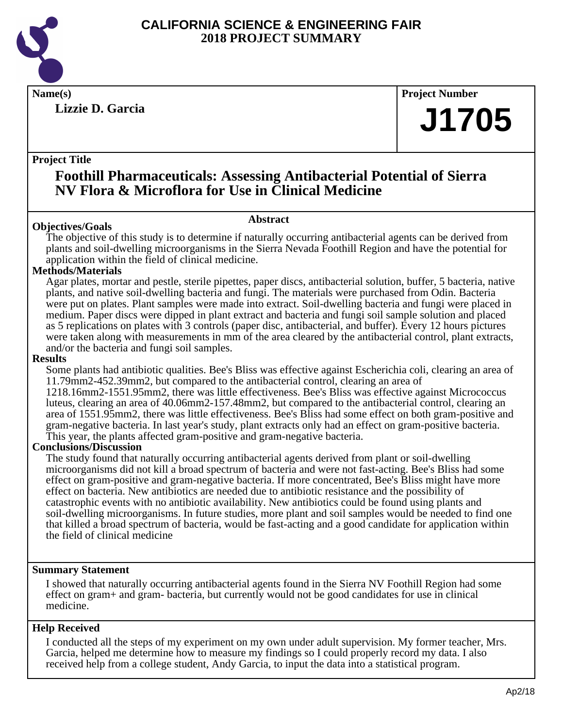# CALIFORNIA SCIENCE & ENGINEERING FAIR
# 2018 PROJECT SUMMARY

**Name(s)**

**Lizzie D. Garcia**

**Project Number**

**J1705**

**Project Title**

## Foothill Pharmaceuticals: Assessing Antibacterial Potential of Sierra NV Flora & Microflora for Use in Clinical Medicine

**Abstract**

**Objectives/Goals**

The objective of this study is to determine if naturally occurring antibacterial agents can be derived from plants and soil-dwelling microorganisms in the Sierra Nevada Foothill Region and have the potential for application within the field of clinical medicine.

**Methods/Materials**

Agar plates, mortar and pestle, sterile pipettes, paper discs, antibacterial solution, buffer, 5 bacteria, native plants, and native soil-dwelling bacteria and fungi. The materials were purchased from Odin. Bacteria were put on plates. Plant samples were made into extract. Soil-dwelling bacteria and fungi were placed in medium. Paper discs were dipped in plant extract and bacteria and fungi soil sample solution and placed as 5 replications on plates with 3 controls (paper disc, antibacterial, and buffer). Every 12 hours pictures were taken along with measurements in mm of the area cleared by the antibacterial control, plant extracts, and/or the bacteria and fungi soil samples.

**Results**

Some plants had antibiotic qualities. Bee's Bliss was effective against Escherichia coli, clearing an area of 11.79mm2-452.39mm2, but compared to the antibacterial control, clearing an area of 1218.16mm2-1551.95mm2, there was little effectiveness. Bee's Bliss was effective against Micrococcus luteus, clearing an area of 40.06mm2-157.48mm2, but compared to the antibacterial control, clearing an area of 1551.95mm2, there was little effectiveness. Bee's Bliss had some effect on both gram-positive and gram-negative bacteria. In last year's study, plant extracts only had an effect on gram-positive bacteria. This year, the plants affected gram-positive and gram-negative bacteria.

**Conclusions/Discussion**

The study found that naturally occurring antibacterial agents derived from plant or soil-dwelling microorganisms did not kill a broad spectrum of bacteria and were not fast-acting. Bee's Bliss had some effect on gram-positive and gram-negative bacteria. If more concentrated, Bee's Bliss might have more effect on bacteria. New antibiotics are needed due to antibiotic resistance and the possibility of catastrophic events with no antibiotic availability. New antibiotics could be found using plants and soil-dwelling microorganisms. In future studies, more plant and soil samples would be needed to find one that killed a broad spectrum of bacteria, would be fast-acting and a good candidate for application within the field of clinical medicine

**Summary Statement**

I showed that naturally occurring antibacterial agents found in the Sierra NV Foothill Region had some effect on gram+ and gram- bacteria, but currently would not be good candidates for use in clinical medicine.

**Help Received**

I conducted all the steps of my experiment on my own under adult supervision. My former teacher, Mrs. Garcia, helped me determine how to measure my findings so I could properly record my data. I also received help from a college student, Andy Garcia, to input the data into a statistical program.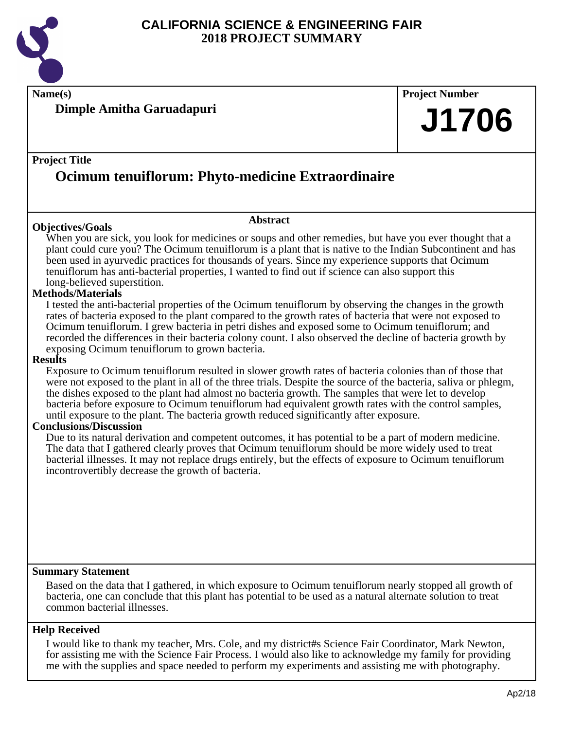# CALIFORNIA SCIENCE & ENGINEERING FAIR
## 2018 PROJECT SUMMARY

**Name(s)**

**Dimple Amitha Garuadapuri**

**Project Number**

**J1706**

**Project Title**

## Ocimum tenuiflorum: Phyto-medicine Extraordinaire

### Abstract

**Objectives/Goals**

When you are sick, you look for medicines or soups and other remedies, but have you ever thought that a plant could cure you? The Ocimum tenuiflorum is a plant that is native to the Indian Subcontinent and has been used in ayurvedic practices for thousands of years. Since my experience supports that Ocimum tenuiflorum has anti-bacterial properties, I wanted to find out if science can also support this long-believed superstition.

**Methods/Materials**

I tested the anti-bacterial properties of the Ocimum tenuiflorum by observing the changes in the growth rates of bacteria exposed to the plant compared to the growth rates of bacteria that were not exposed to Ocimum tenuiflorum. I grew bacteria in petri dishes and exposed some to Ocimum tenuiflorum; and recorded the differences in their bacteria colony count. I also observed the decline of bacteria growth by exposing Ocimum tenuiflorum to grown bacteria.

**Results**

Exposure to Ocimum tenuiflorum resulted in slower growth rates of bacteria colonies than of those that were not exposed to the plant in all of the three trials. Despite the source of the bacteria, saliva or phlegm, the dishes exposed to the plant had almost no bacteria growth. The samples that were let to develop bacteria before exposure to Ocimum tenuiflorum had equivalent growth rates with the control samples, until exposure to the plant. The bacteria growth reduced significantly after exposure.

**Conclusions/Discussion**

Due to its natural derivation and competent outcomes, it has potential to be a part of modern medicine. The data that I gathered clearly proves that Ocimum tenuiflorum should be more widely used to treat bacterial illnesses. It may not replace drugs entirely, but the effects of exposure to Ocimum tenuiflorum incontrovertibly decrease the growth of bacteria.

**Summary Statement**

Based on the data that I gathered, in which exposure to Ocimum tenuiflorum nearly stopped all growth of bacteria, one can conclude that this plant has potential to be used as a natural alternate solution to treat common bacterial illnesses.

**Help Received**

I would like to thank my teacher, Mrs. Cole, and my district#s Science Fair Coordinator, Mark Newton, for assisting me with the Science Fair Process. I would also like to acknowledge my family for providing me with the supplies and space needed to perform my experiments and assisting me with photography.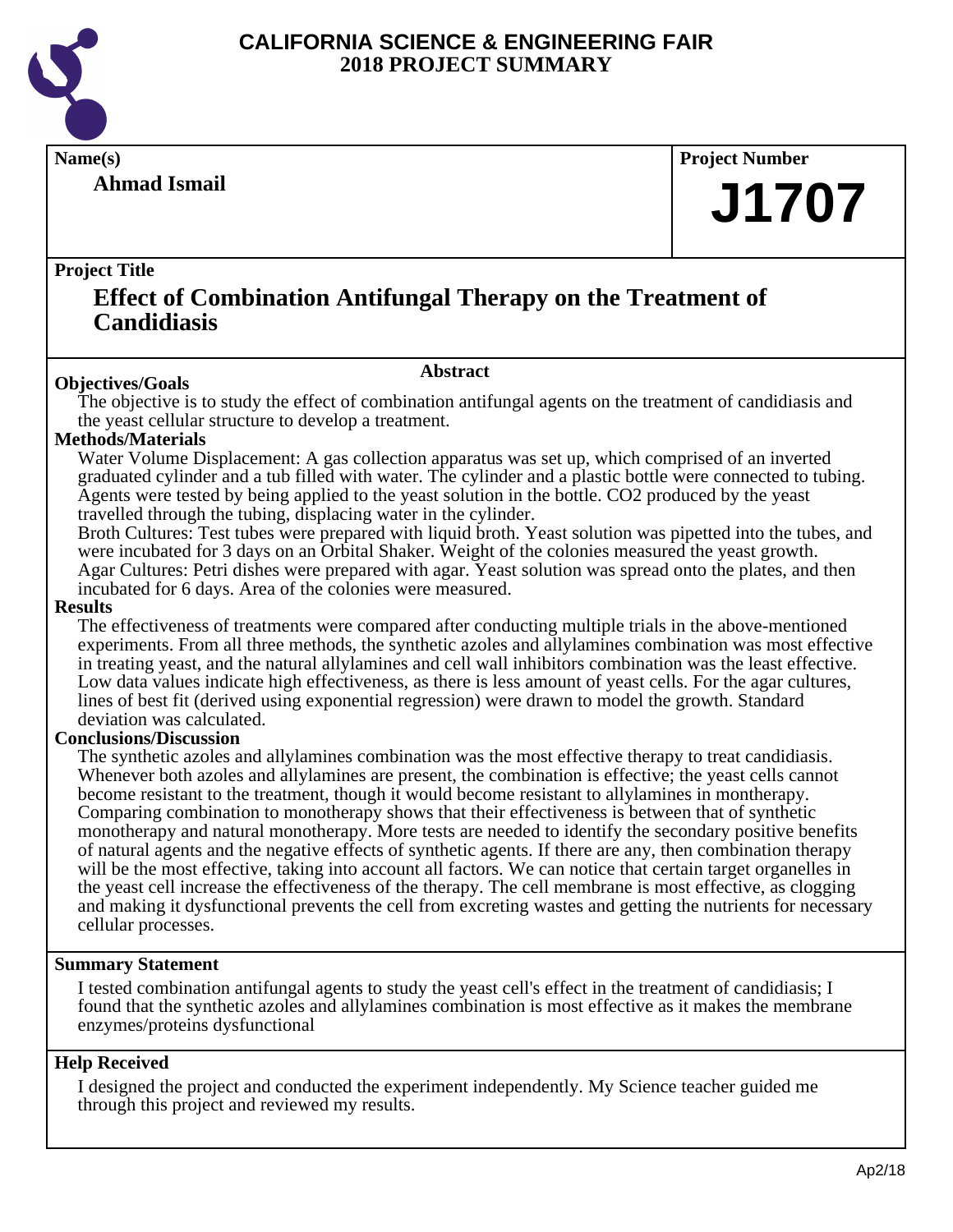# CALIFORNIA SCIENCE & ENGINEERING FAIR
## 2018 PROJECT SUMMARY

**Name(s)**

**Ahmad Ismail**

**Project Number**

**J1707**

**Project Title**

## Effect of Combination Antifungal Therapy on the Treatment of Candidiasis

### Abstract

**Objectives/Goals**

The objective is to study the effect of combination antifungal agents on the treatment of candidiasis and the yeast cellular structure to develop a treatment.

**Methods/Materials**

Water Volume Displacement: A gas collection apparatus was set up, which comprised of an inverted graduated cylinder and a tub filled with water. The cylinder and a plastic bottle were connected to tubing. Agents were tested by being applied to the yeast solution in the bottle. $CO_2$ produced by the yeast travelled through the tubing, displacing water in the cylinder.

Broth Cultures: Test tubes were prepared with liquid broth. Yeast solution was pipetted into the tubes, and were incubated for 3 days on an Orbital Shaker. Weight of the colonies measured the yeast growth.

Agar Cultures: Petri dishes were prepared with agar. Yeast solution was spread onto the plates, and then incubated for 6 days. Area of the colonies were measured.

**Results**

The effectiveness of treatments were compared after conducting multiple trials in the above-mentioned experiments. From all three methods, the synthetic azoles and allylamines combination was most effective in treating yeast, and the natural allylamines and cell wall inhibitors combination was the least effective. Low data values indicate high effectiveness, as there is less amount of yeast cells. For the agar cultures, lines of best fit (derived using exponential regression) were drawn to model the growth. Standard deviation was calculated.

**Conclusions/Discussion**

The synthetic azoles and allylamines combination was the most effective therapy to treat candidiasis. Whenever both azoles and allylamines are present, the combination is effective; the yeast cells cannot become resistant to the treatment, though it would become resistant to allylamines in montherapy. Comparing combination to monotherapy shows that their effectiveness is between that of synthetic monotherapy and natural monotherapy. More tests are needed to identify the secondary positive benefits of natural agents and the negative effects of synthetic agents. If there are any, then combination therapy will be the most effective, taking into account all factors. We can notice that certain target organelles in the yeast cell increase the effectiveness of the therapy. The cell membrane is most effective, as clogging and making it dysfunctional prevents the cell from excreting wastes and getting the nutrients for necessary cellular processes.

**Summary Statement**

I tested combination antifungal agents to study the yeast cell's effect in the treatment of candidiasis; I found that the synthetic azoles and allylamines combination is most effective as it makes the membrane enzymes/proteins dysfunctional

**Help Received**

I designed the project and conducted the experiment independently. My Science teacher guided me through this project and reviewed my results.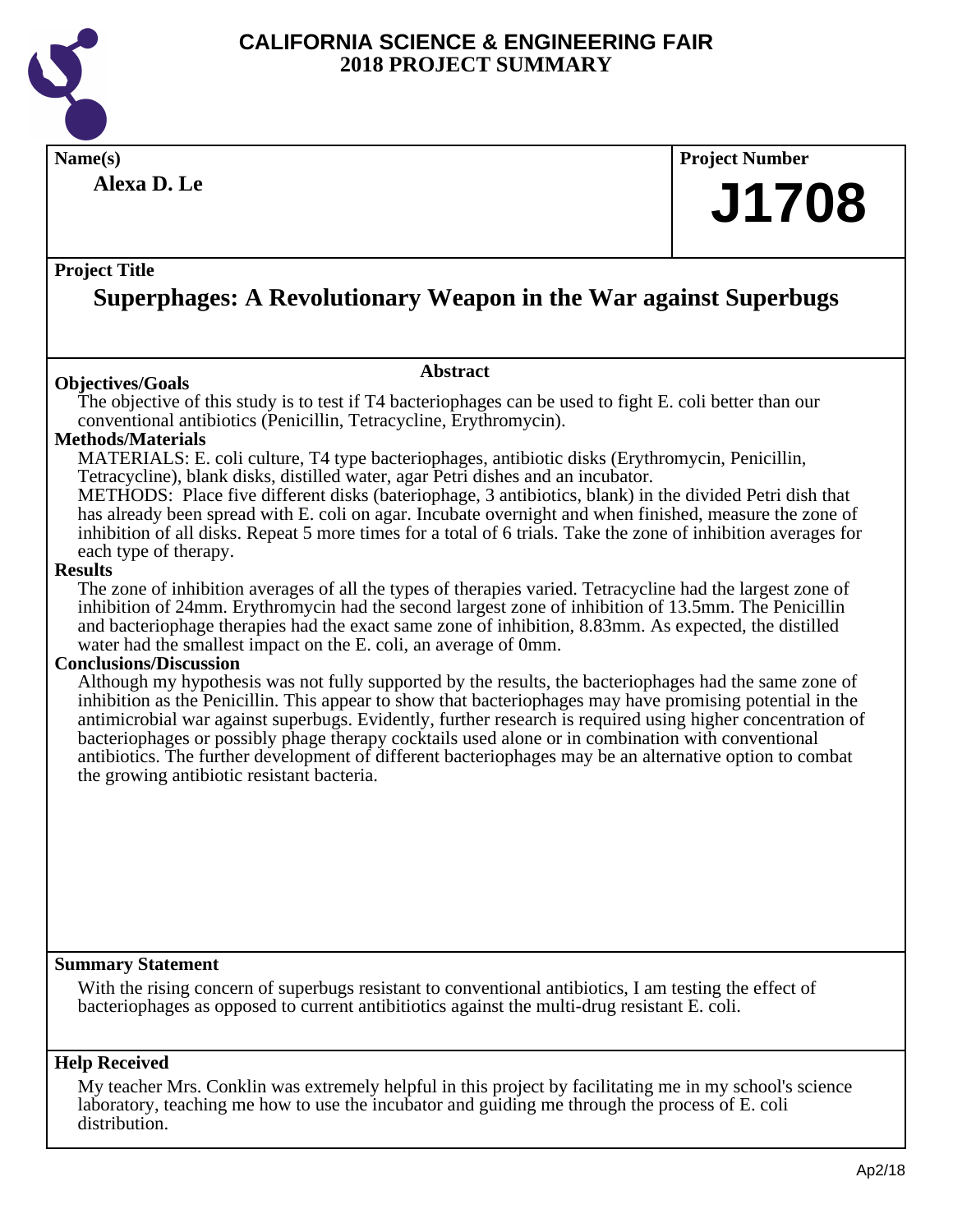# CALIFORNIA SCIENCE & ENGINEERING FAIR
## 2018 PROJECT SUMMARY

**Name(s)**

**Alexa D. Le**

**Project Number**

**J1708**

**Project Title**

## Superphages: A Revolutionary Weapon in the War against Superbugs

### Abstract

**Objectives/Goals**

The objective of this study is to test if T4 bacteriophages can be used to fight E. coli better than our conventional antibiotics (Penicillin, Tetracycline, Erythromycin).

**Methods/Materials**

MATERIALS: E. coli culture, T4 type bacteriophages, antibiotic disks (Erythromycin, Penicillin, Tetracycline), blank disks, distilled water, agar Petri dishes and an incubator.

METHODS: Place five different disks (bateriophage, 3 antibiotics, blank) in the divided Petri dish that has already been spread with E. coli on agar. Incubate overnight and when finished, measure the zone of inhibition of all disks. Repeat 5 more times for a total of 6 trials. Take the zone of inhibition averages for each type of therapy.

**Results**

The zone of inhibition averages of all the types of therapies varied. Tetracycline had the largest zone of inhibition of 24mm. Erythromycin had the second largest zone of inhibition of 13.5mm. The Penicillin and bacteriophage therapies had the exact same zone of inhibition, 8.83mm. As expected, the distilled water had the smallest impact on the E. coli, an average of 0mm.

**Conclusions/Discussion**

Although my hypothesis was not fully supported by the results, the bacteriophages had the same zone of inhibition as the Penicillin. This appear to show that bacteriophages may have promising potential in the antimicrobial war against superbugs. Evidently, further research is required using higher concentration of bacteriophages or possibly phage therapy cocktails used alone or in combination with conventional antibiotics. The further development of different bacteriophages may be an alternative option to combat the growing antibiotic resistant bacteria.

**Summary Statement**

With the rising concern of superbugs resistant to conventional antibiotics, I am testing the effect of bacteriophages as opposed to current antibitiotics against the multi-drug resistant E. coli.

**Help Received**

My teacher Mrs. Conklin was extremely helpful in this project by facilitating me in my school's science laboratory, teaching me how to use the incubator and guiding me through the process of E. coli distribution.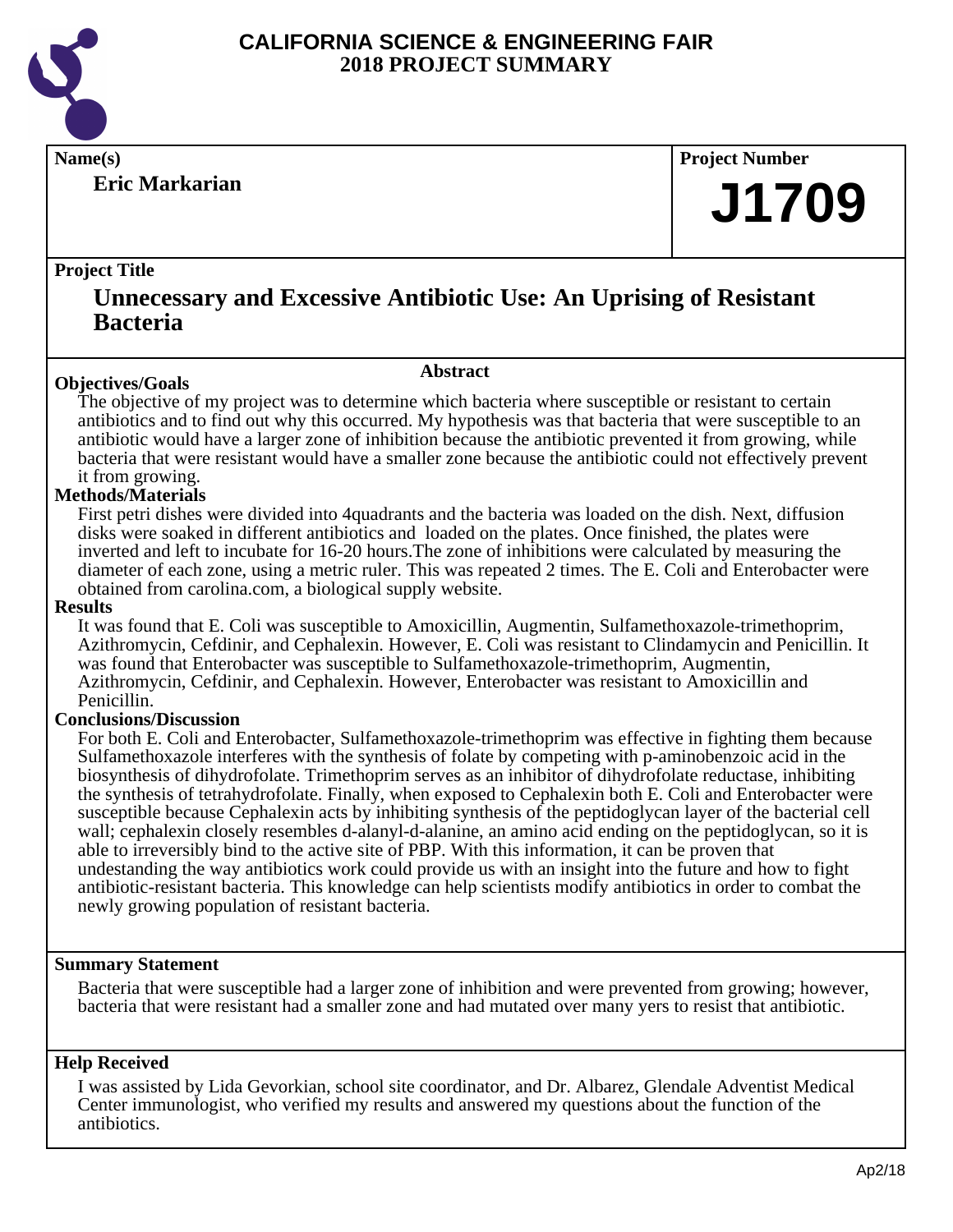# CALIFORNIA SCIENCE & ENGINEERING FAIR
## 2018 PROJECT SUMMARY

**Name(s)**

**Eric Markarian**

**Project Number**

**J1709**

**Project Title**

## Unnecessary and Excessive Antibiotic Use: An Uprising of Resistant Bacteria

### Abstract

**Objectives/Goals**

The objective of my project was to determine which bacteria where susceptible or resistant to certain antibiotics and to find out why this occurred. My hypothesis was that bacteria that were susceptible to an antibiotic would have a larger zone of inhibition because the antibiotic prevented it from growing, while bacteria that were resistant would have a smaller zone because the antibiotic could not effectively prevent it from growing.

**Methods/Materials**

First petri dishes were divided into 4quadrants and the bacteria was loaded on the dish. Next, diffusion disks were soaked in different antibiotics and loaded on the plates. Once finished, the plates were inverted and left to incubate for 16-20 hours.The zone of inhibitions were calculated by measuring the diameter of each zone, using a metric ruler. This was repeated 2 times. The E. Coli and Enterobacter were obtained from carolina.com, a biological supply website.

**Results**

It was found that E. Coli was susceptible to Amoxicillin, Augmentin, Sulfamethoxazole-trimethoprim, Azithromycin, Cefdinir, and Cephalexin. However, E. Coli was resistant to Clindamycin and Penicillin. It was found that Enterobacter was susceptible to Sulfamethoxazole-trimethoprim, Augmentin, Azithromycin, Cefdinir, and Cephalexin. However, Enterobacter was resistant to Amoxicillin and Penicillin.

**Conclusions/Discussion**

For both E. Coli and Enterobacter, Sulfamethoxazole-trimethoprim was effective in fighting them because Sulfamethoxazole interferes with the synthesis of folate by competing with p-aminobenzoic acid in the biosynthesis of dihydrofolate. Trimethoprim serves as an inhibitor of dihydrofolate reductase, inhibiting the synthesis of tetrahydrofolate. Finally, when exposed to Cephalexin both E. Coli and Enterobacter were susceptible because Cephalexin acts by inhibiting synthesis of the peptidoglycan layer of the bacterial cell wall; cephalexin closely resembles d-alanyl-d-alanine, an amino acid ending on the peptidoglycan, so it is able to irreversibly bind to the active site of PBP. With this information, it can be proven that undestanding the way antibiotics work could provide us with an insight into the future and how to fight antibiotic-resistant bacteria. This knowledge can help scientists modify antibiotics in order to combat the newly growing population of resistant bacteria.

**Summary Statement**

Bacteria that were susceptible had a larger zone of inhibition and were prevented from growing; however, bacteria that were resistant had a smaller zone and had mutated over many yers to resist that antibiotic.

**Help Received**

I was assisted by Lida Gevorkian, school site coordinator, and Dr. Albarez, Glendale Adventist Medical Center immunologist, who verified my results and answered my questions about the function of the antibiotics.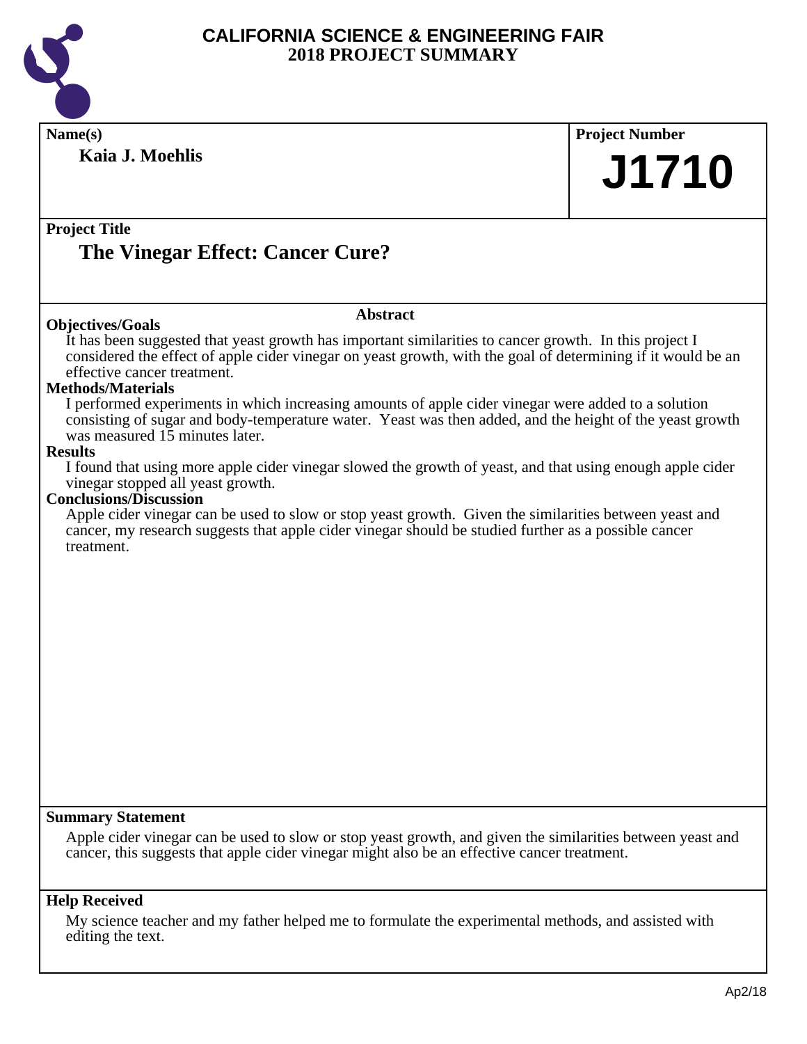# CALIFORNIA SCIENCE & ENGINEERING FAIR
## 2018 PROJECT SUMMARY

**Name(s)**

**Kaia J. Moehlis**

**Project Number**

**J1710**

**Project Title**

## The Vinegar Effect: Cancer Cure?

### Abstract

**Objectives/Goals**

It has been suggested that yeast growth has important similarities to cancer growth. In this project I considered the effect of apple cider vinegar on yeast growth, with the goal of determining if it would be an effective cancer treatment.

**Methods/Materials**

I performed experiments in which increasing amounts of apple cider vinegar were added to a solution consisting of sugar and body-temperature water. Yeast was then added, and the height of the yeast growth was measured 15 minutes later.

**Results**

I found that using more apple cider vinegar slowed the growth of yeast, and that using enough apple cider vinegar stopped all yeast growth.

**Conclusions/Discussion**

Apple cider vinegar can be used to slow or stop yeast growth. Given the similarities between yeast and cancer, my research suggests that apple cider vinegar should be studied further as a possible cancer treatment.

**Summary Statement**

Apple cider vinegar can be used to slow or stop yeast growth, and given the similarities between yeast and cancer, this suggests that apple cider vinegar might also be an effective cancer treatment.

**Help Received**

My science teacher and my father helped me to formulate the experimental methods, and assisted with editing the text.

Ap2/18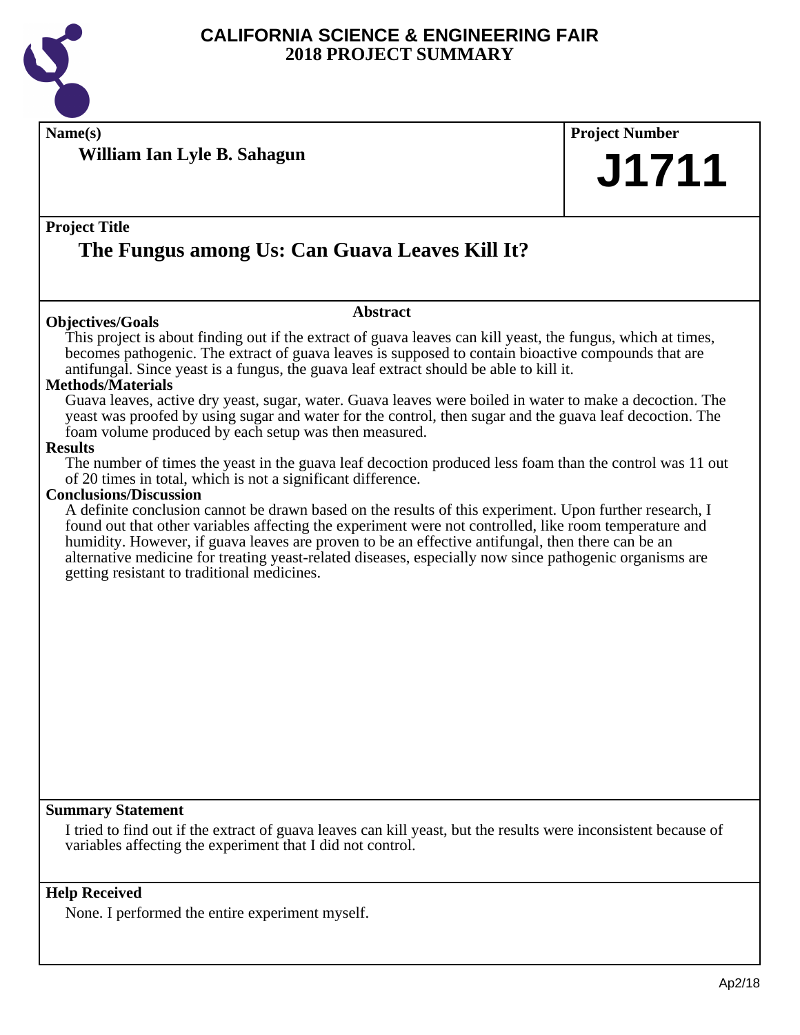# CALIFORNIA SCIENCE & ENGINEERING FAIR
## 2018 PROJECT SUMMARY

**Name(s)**

**William Ian Lyle B. Sahagun**

**Project Number**

**J1711**

**Project Title**

## The Fungus among Us: Can Guava Leaves Kill It?

### Abstract

**Objectives/Goals**

This project is about finding out if the extract of guava leaves can kill yeast, the fungus, which at times, becomes pathogenic. The extract of guava leaves is supposed to contain bioactive compounds that are antifungal. Since yeast is a fungus, the guava leaf extract should be able to kill it.

**Methods/Materials**

Guava leaves, active dry yeast, sugar, water. Guava leaves were boiled in water to make a decoction. The yeast was proofed by using sugar and water for the control, then sugar and the guava leaf decoction. The foam volume produced by each setup was then measured.

**Results**

The number of times the yeast in the guava leaf decoction produced less foam than the control was 11 out of 20 times in total, which is not a significant difference.

**Conclusions/Discussion**

A definite conclusion cannot be drawn based on the results of this experiment. Upon further research, I found out that other variables affecting the experiment were not controlled, like room temperature and humidity. However, if guava leaves are proven to be an effective antifungal, then there can be an alternative medicine for treating yeast-related diseases, especially now since pathogenic organisms are getting resistant to traditional medicines.

**Summary Statement**

I tried to find out if the extract of guava leaves can kill yeast, but the results were inconsistent because of variables affecting the experiment that I did not control.

**Help Received**

None. I performed the entire experiment myself.